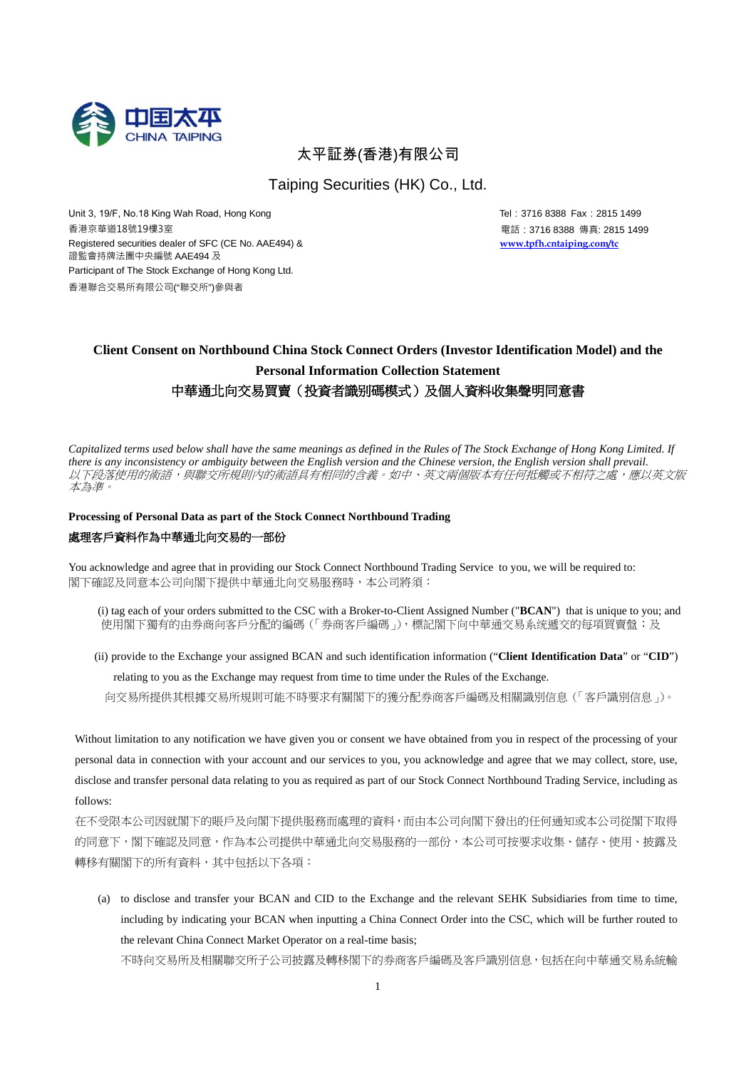中国太平
CHINA TAIPING

太平証券(香港)有限公司

Taiping Securities (HK) Co., Ltd.

Unit 3, 19/F, No.18 King Wah Road, Hong Kong
香港京華道18號19樓3室
Registered securities dealer of SFC (CE No. AAE494) &
證監會持牌法團中央編號 AAE494 及
Participant of The Stock Exchange of Hong Kong Ltd.
香港聯合交易所有限公司("聯交所")參與者

Tel：3716 8388 Fax：2815 1499
電話：3716 8388 傳真: 2815 1499
**www.tpfh.cntaiping.com/tc**

# Client Consent on Northbound China Stock Connect Orders (Investor Identification Model) and the Personal Information Collection Statement

# 中華通北向交易買賣（投資者識別碼模式）及個人資料收集聲明同意書

*Capitalized terms used below shall have the same meanings as defined in the Rules of The Stock Exchange of Hong Kong Limited. If there is any inconsistency or ambiguity between the English version and the Chinese version, the English version shall prevail.*
*以下段落使用的術語，與聯交所規則內的術語具有相同的含義。如中、英文兩個版本有任何抵觸或不相符之處，應以英文版本為準。*

**Processing of Personal Data as part of the Stock Connect Northbound Trading**
**處理客戶資料作為中華通北向交易的一部份**

You acknowledge and agree that in providing our Stock Connect Northbound Trading Service to you, we will be required to:
閣下確認及同意本公司向閣下提供中華通北向交易服務時，本公司將須：

(i) tag each of your orders submitted to the CSC with a Broker-to-Client Assigned Number ("**BCAN**") that is unique to you; and
使用閣下獨有的由券商向客戶分配的編碼（「券商客戶編碼」)，標記閣下向中華通交易系統遞交的每項買賣盤；及

(ii) provide to the Exchange your assigned BCAN and such identification information ("**Client Identification Data**" or "**CID**") relating to you as the Exchange may request from time to time under the Rules of the Exchange.
向交易所提供其根據交易所規則可能不時要求有關閣下的獲分配券商客戶編碼及相關識別信息（「客戶識別信息」)。

Without limitation to any notification we have given you or consent we have obtained from you in respect of the processing of your personal data in connection with your account and our services to you, you acknowledge and agree that we may collect, store, use, disclose and transfer personal data relating to you as required as part of our Stock Connect Northbound Trading Service, including as follows:
在不受限本公司因就閣下的賬戶及向閣下提供服務而處理的資料，而由本公司向閣下發出的任何通知或本公司從閣下取得的同意下，閣下確認及同意，作為本公司提供中華通北向交易服務的一部份，本公司可按要求收集、儲存、使用、披露及轉移有關閣下的所有資料，其中包括以下各項：

(a) to disclose and transfer your BCAN and CID to the Exchange and the relevant SEHK Subsidiaries from time to time, including by indicating your BCAN when inputting a China Connect Order into the CSC, which will be further routed to the relevant China Connect Market Operator on a real-time basis;
不時向交易所及相關聯交所子公司披露及轉移閣下的券商客戶編碼及客戶識別信息，包括在向中華通交易系統輸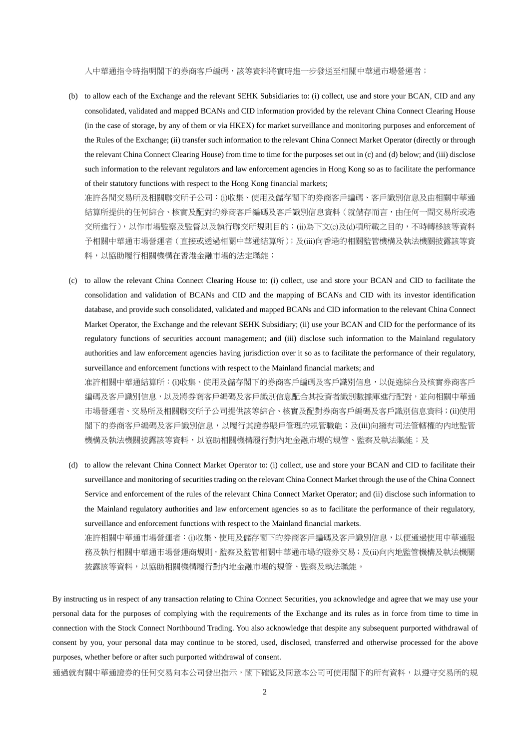入中華通指令時指明閣下的券商客戶編碼，該等資料將實時進一步發送至相關中華通市場營運者；

(b) to allow each of the Exchange and the relevant SEHK Subsidiaries to: (i) collect, use and store your BCAN, CID and any consolidated, validated and mapped BCANs and CID information provided by the relevant China Connect Clearing House (in the case of storage, by any of them or via HKEX) for market surveillance and monitoring purposes and enforcement of the Rules of the Exchange; (ii) transfer such information to the relevant China Connect Market Operator (directly or through the relevant China Connect Clearing House) from time to time for the purposes set out in (c) and (d) below; and (iii) disclose such information to the relevant regulators and law enforcement agencies in Hong Kong so as to facilitate the performance of their statutory functions with respect to the Hong Kong financial markets;

准許各間交易所及相關聯交所子公司：(i)收集、使用及儲存閣下的券商客戶編碼、客戶識別信息及由相關中華通結算所提供的任何綜合、核實及配對的券商客戶編碼及客戶識別信息資料（就儲存而言，由任何一間交易所或港交所進行），以作市場監察及監督以及執行聯交所規則目的；(ii)為下文(c)及(d)項所載之目的，不時轉移該等資料予相關中華通市場營運者（直接或透過相關中華通結算所）；及(iii)向香港的相關監管機構及執法機關披露該等資料，以協助履行相關機構在香港金融市場的法定職能；

(c) to allow the relevant China Connect Clearing House to: (i) collect, use and store your BCAN and CID to facilitate the consolidation and validation of BCANs and CID and the mapping of BCANs and CID with its investor identification database, and provide such consolidated, validated and mapped BCANs and CID information to the relevant China Connect Market Operator, the Exchange and the relevant SEHK Subsidiary; (ii) use your BCAN and CID for the performance of its regulatory functions of securities account management; and (iii) disclose such information to the Mainland regulatory authorities and law enforcement agencies having jurisdiction over it so as to facilitate the performance of their regulatory, surveillance and enforcement functions with respect to the Mainland financial markets; and

准許相關中華通結算所：(i)收集、使用及儲存閣下的券商客戶編碼及客戶識別信息，以促進綜合及核實券商客戶編碼及客戶識別信息，以及將券商客戶編碼及客戶識別信息配合其投資者識別數據庫進行配對，並向相關中華通市場營運者、交易所及相關聯交所子公司提供該等綜合、核實及配對券商客戶編碼及客戶識別信息資料；(ii)使用閣下的券商客戶編碼及客戶識別信息，以履行其證券賬戶管理的規管職能；及(iii)向擁有司法管轄權的內地監管機構及執法機關披露該等資料，以協助相關機構履行對內地金融市場的規管、監察及執法職能；及

(d) to allow the relevant China Connect Market Operator to: (i) collect, use and store your BCAN and CID to facilitate their surveillance and monitoring of securities trading on the relevant China Connect Market through the use of the China Connect Service and enforcement of the rules of the relevant China Connect Market Operator; and (ii) disclose such information to the Mainland regulatory authorities and law enforcement agencies so as to facilitate the performance of their regulatory, surveillance and enforcement functions with respect to the Mainland financial markets.

准許相關中華通市場營運者：(i)收集、使用及儲存閣下的券商客戶編碼及客戶識別信息，以便通過使用中華通服務及執行相關中華通市場營運商規則，監察及監管相關中華通市場的證券交易；及(ii)向內地監管機構及執法機關披露該等資料，以協助相關機構履行對內地金融市場的規管、監察及執法職能。

By instructing us in respect of any transaction relating to China Connect Securities, you acknowledge and agree that we may use your personal data for the purposes of complying with the requirements of the Exchange and its rules as in force from time to time in connection with the Stock Connect Northbound Trading. You also acknowledge that despite any subsequent purported withdrawal of consent by you, your personal data may continue to be stored, used, disclosed, transferred and otherwise processed for the above purposes, whether before or after such purported withdrawal of consent.

通過就有關中華通證券的任何交易向本公司發出指示，閣下確認及同意本公司可使用閣下的所有資料，以遵守交易所的規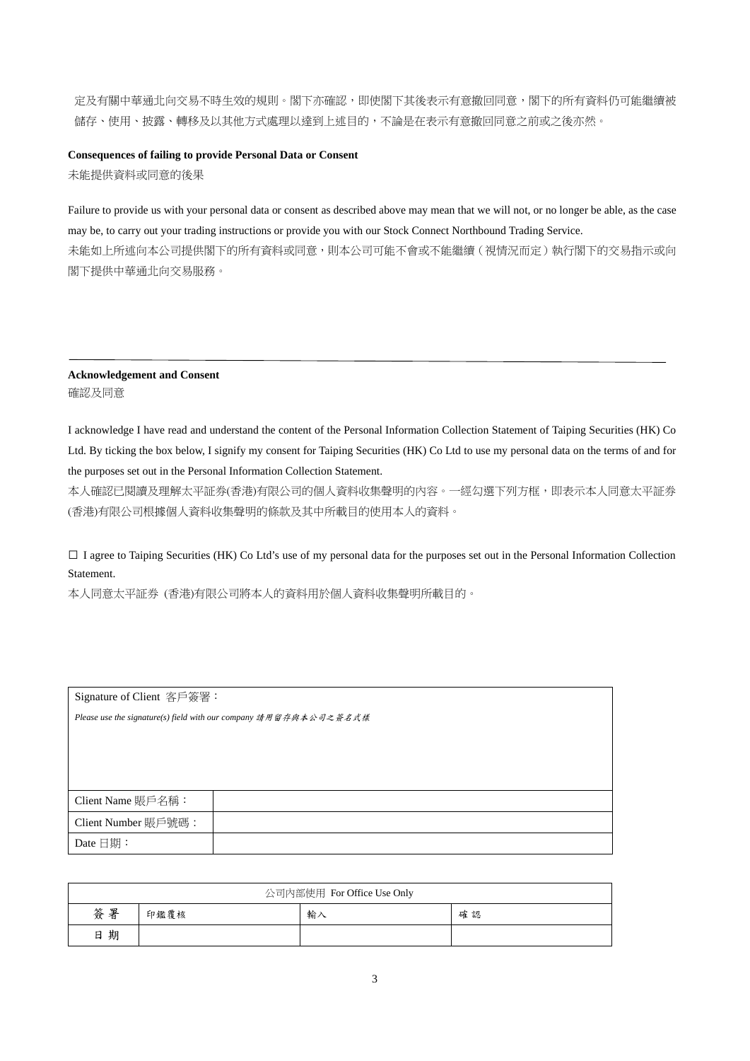定及有關中華通北向交易不時生效的規則。閣下亦確認，即使閣下其後表示有意撤回同意，閣下的所有資料仍可能繼續被儲存、使用、披露、轉移及以其他方式處理以達到上述目的，不論是在表示有意撤回同意之前或之後亦然。

**Consequences of failing to provide Personal Data or Consent**

未能提供資料或同意的後果

Failure to provide us with your personal data or consent as described above may mean that we will not, or no longer be able, as the case may be, to carry out your trading instructions or provide you with our Stock Connect Northbound Trading Service.

未能如上所述向本公司提供閣下的所有資料或同意，則本公司可能不會或不能繼續（視情況而定）執行閣下的交易指示或向閣下提供中華通北向交易服務。

---

**Acknowledgement and Consent**

確認及同意

I acknowledge I have read and understand the content of the Personal Information Collection Statement of Taiping Securities (HK) Co Ltd. By ticking the box below, I signify my consent for Taiping Securities (HK) Co Ltd to use my personal data on the terms of and for the purposes set out in the Personal Information Collection Statement.

本人確認已閱讀及理解太平証券(香港)有限公司的個人資料收集聲明的內容。一經勾選下列方框，即表示本人同意太平証券(香港)有限公司根據個人資料收集聲明的條款及其中所載目的使用本人的資料。

☐ I agree to Taiping Securities (HK) Co Ltd's use of my personal data for the purposes set out in the Personal Information Collection Statement.

本人同意太平証券 (香港)有限公司將本人的資料用於個人資料收集聲明所載目的。

| Signature of Client 客戶簽署：<br>*Please use the signature(s) field with our company 請用留存與本公司之簽名式樣* | |
|---|---|
| Client Name 賬戶名稱： | |
| Client Number 賬戶號碼： | |
| Date 日期： | |

| 公司內部使用 For Office Use Only | | | |
|---|---|---|---|
| 簽 署 | 印鑑覆核 | 輸入 | 確 認 |
| 日 期 | | | |